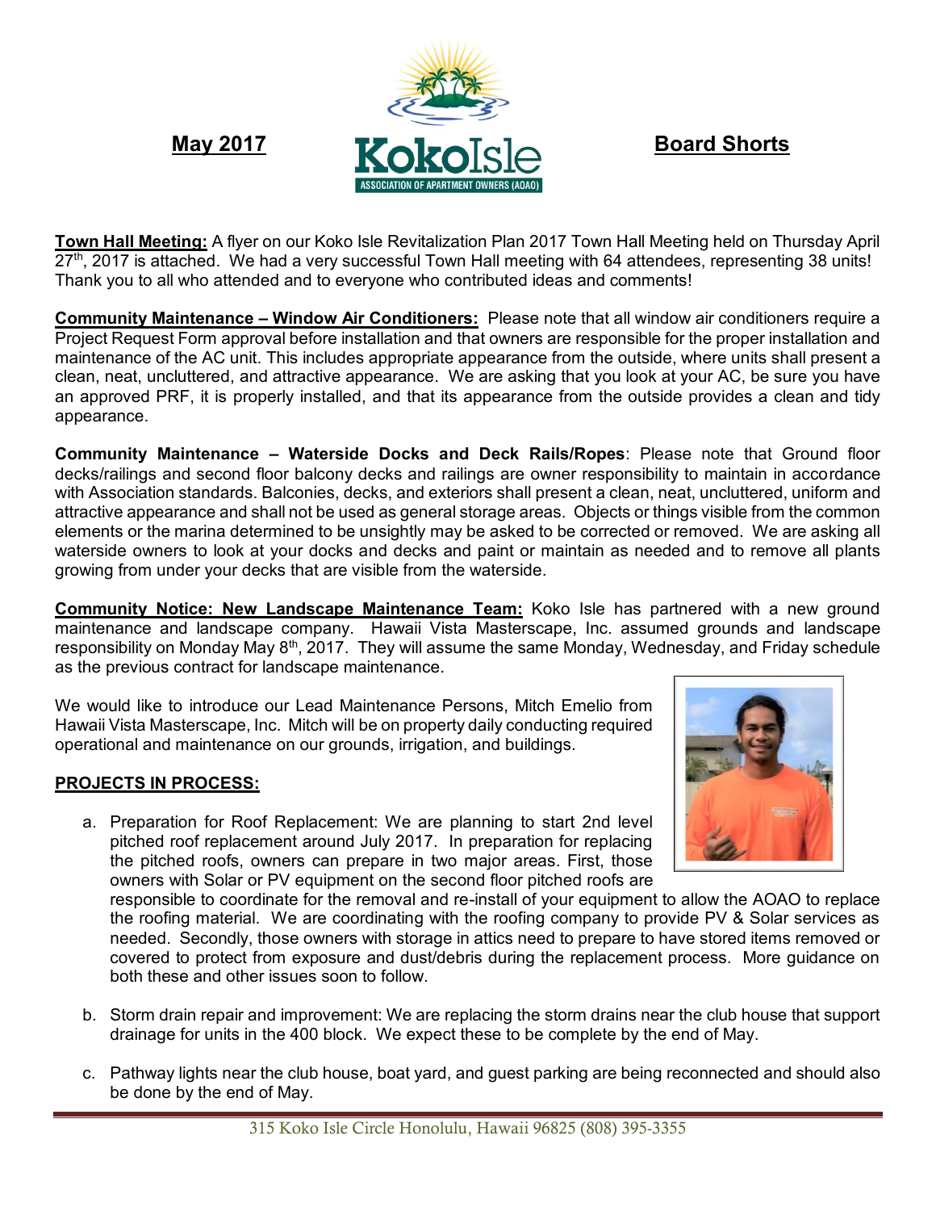**May 2017** **Koko Isle** ASSOCIATION OF APARTMENT OWNERS (AOAO) **Board Shorts**

**Town Hall Meeting:** A flyer on our Koko Isle Revitalization Plan 2017 Town Hall Meeting held on Thursday April 27th, 2017 is attached. We had a very successful Town Hall meeting with 64 attendees, representing 38 units! Thank you to all who attended and to everyone who contributed ideas and comments!

**Community Maintenance – Window Air Conditioners:** Please note that all window air conditioners require a Project Request Form approval before installation and that owners are responsible for the proper installation and maintenance of the AC unit. This includes appropriate appearance from the outside, where units shall present a clean, neat, uncluttered, and attractive appearance. We are asking that you look at your AC, be sure you have an approved PRF, it is properly installed, and that its appearance from the outside provides a clean and tidy appearance.

**Community Maintenance – Waterside Docks and Deck Rails/Ropes**: Please note that Ground floor decks/railings and second floor balcony decks and railings are owner responsibility to maintain in accordance with Association standards. Balconies, decks, and exteriors shall present a clean, neat, uncluttered, uniform and attractive appearance and shall not be used as general storage areas. Objects or things visible from the common elements or the marina determined to be unsightly may be asked to be corrected or removed. We are asking all waterside owners to look at your docks and decks and paint or maintain as needed and to remove all plants growing from under your decks that are visible from the waterside.

**Community Notice: New Landscape Maintenance Team:** Koko Isle has partnered with a new ground maintenance and landscape company. Hawaii Vista Masterscape, Inc. assumed grounds and landscape responsibility on Monday May 8th, 2017. They will assume the same Monday, Wednesday, and Friday schedule as the previous contract for landscape maintenance.

We would like to introduce our Lead Maintenance Persons, Mitch Emelio from Hawaii Vista Masterscape, Inc. Mitch will be on property daily conducting required operational and maintenance on our grounds, irrigation, and buildings.

**PROJECTS IN PROCESS:**

a. Preparation for Roof Replacement: We are planning to start 2nd level pitched roof replacement around July 2017. In preparation for replacing the pitched roofs, owners can prepare in two major areas. First, those owners with Solar or PV equipment on the second floor pitched roofs are responsible to coordinate for the removal and re-install of your equipment to allow the AOAO to replace the roofing material. We are coordinating with the roofing company to provide PV & Solar services as needed. Secondly, those owners with storage in attics need to prepare to have stored items removed or covered to protect from exposure and dust/debris during the replacement process. More guidance on both these and other issues soon to follow.

b. Storm drain repair and improvement: We are replacing the storm drains near the club house that support drainage for units in the 400 block. We expect these to be complete by the end of May.

c. Pathway lights near the club house, boat yard, and guest parking are being reconnected and should also be done by the end of May.

315 Koko Isle Circle Honolulu, Hawaii 96825 (808) 395-3355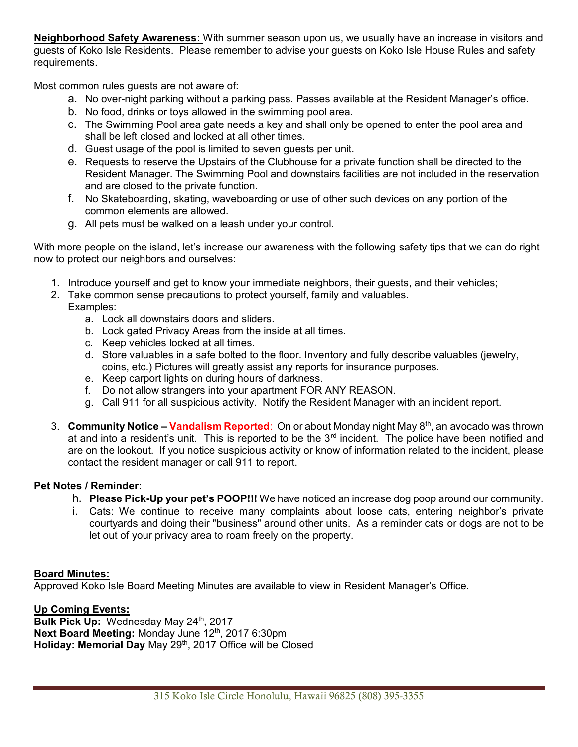**<u>Neighborhood Safety Awareness:</u>** With summer season upon us, we usually have an increase in visitors and guests of Koko Isle Residents. Please remember to advise your guests on Koko Isle House Rules and safety requirements.

Most common rules guests are not aware of:

a. No over-night parking without a parking pass. Passes available at the Resident Manager's office.
b. No food, drinks or toys allowed in the swimming pool area.
c. The Swimming Pool area gate needs a key and shall only be opened to enter the pool area and shall be left closed and locked at all other times.
d. Guest usage of the pool is limited to seven guests per unit.
e. Requests to reserve the Upstairs of the Clubhouse for a private function shall be directed to the Resident Manager. The Swimming Pool and downstairs facilities are not included in the reservation and are closed to the private function.
f. No Skateboarding, skating, waveboarding or use of other such devices on any portion of the common elements are allowed.
g. All pets must be walked on a leash under your control.

With more people on the island, let's increase our awareness with the following safety tips that we can do right now to protect our neighbors and ourselves:

1. Introduce yourself and get to know your immediate neighbors, their guests, and their vehicles;
2. Take common sense precautions to protect yourself, family and valuables.
   Examples:
   a. Lock all downstairs doors and sliders.
   b. Lock gated Privacy Areas from the inside at all times.
   c. Keep vehicles locked at all times.
   d. Store valuables in a safe bolted to the floor. Inventory and fully describe valuables (jewelry, coins, etc.) Pictures will greatly assist any reports for insurance purposes.
   e. Keep carport lights on during hours of darkness.
   f. Do not allow strangers into your apartment FOR ANY REASON.
   g. Call 911 for all suspicious activity. Notify the Resident Manager with an incident report.
3. **Community Notice – Vandalism Reported**: On or about Monday night May 8th, an avocado was thrown at and into a resident's unit. This is reported to be the 3rd incident. The police have been notified and are on the lookout. If you notice suspicious activity or know of information related to the incident, please contact the resident manager or call 911 to report.

**Pet Notes / Reminder:**

h. **Please Pick-Up your pet's POOP!!!** We have noticed an increase dog poop around our community.
i. Cats: We continue to receive many complaints about loose cats, entering neighbor's private courtyards and doing their "business" around other units. As a reminder cats or dogs are not to be let out of your privacy area to roam freely on the property.

**<u>Board Minutes:</u>**
Approved Koko Isle Board Meeting Minutes are available to view in Resident Manager's Office.

**<u>Up Coming Events:</u>**
**Bulk Pick Up:** Wednesday May 24th, 2017
**Next Board Meeting:** Monday June 12th, 2017 6:30pm
**Holiday: Memorial Day** May 29th, 2017 Office will be Closed

315 Koko Isle Circle Honolulu, Hawaii 96825 (808) 395-3355